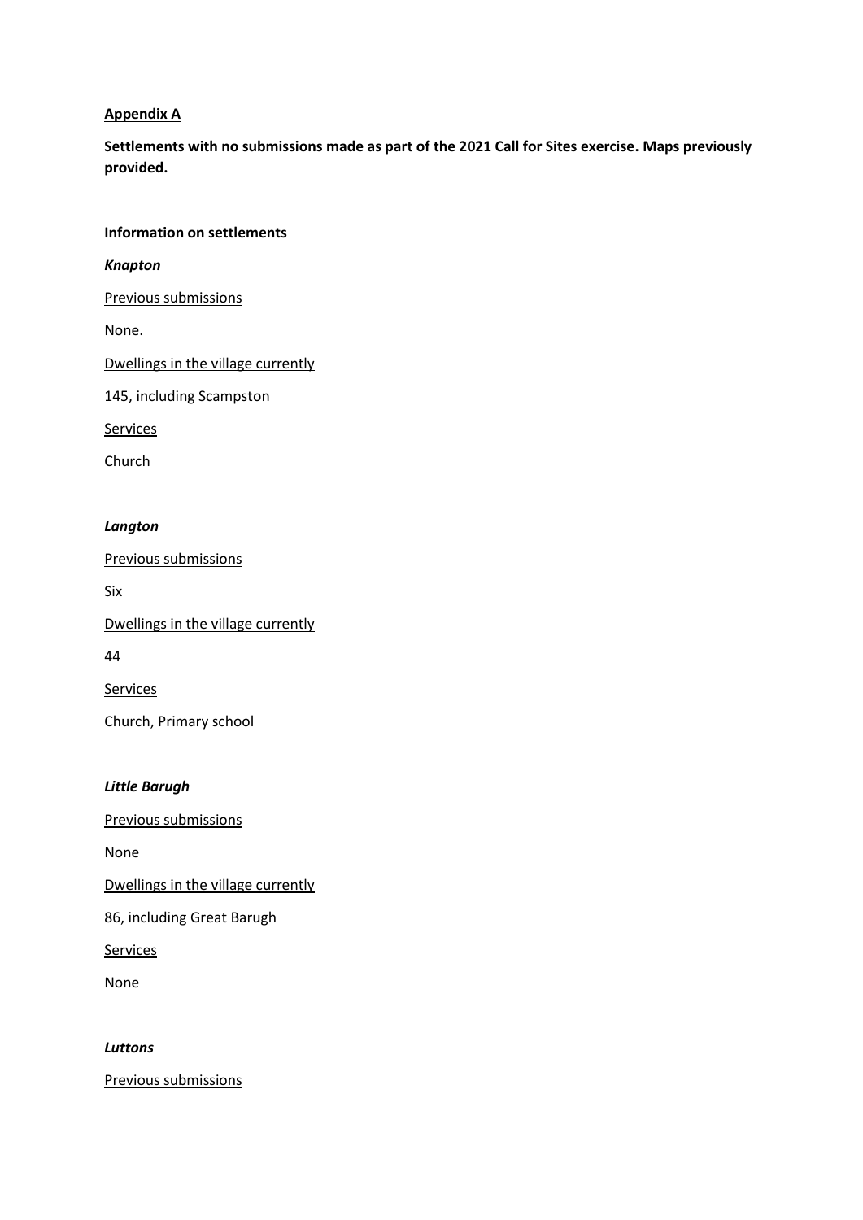**Appendix A**

**Settlements with no submissions made as part of the 2021 Call for Sites exercise. Maps previously provided.**

**Information on settlements**

***Knapton***

Previous submissions

None.

Dwellings in the village currently

145, including Scampston

Services

Church

***Langton***

Previous submissions

Six

Dwellings in the village currently

44

Services

Church, Primary school

***Little Barugh***

Previous submissions

None

Dwellings in the village currently

86, including Great Barugh

Services

None

***Luttons***

Previous submissions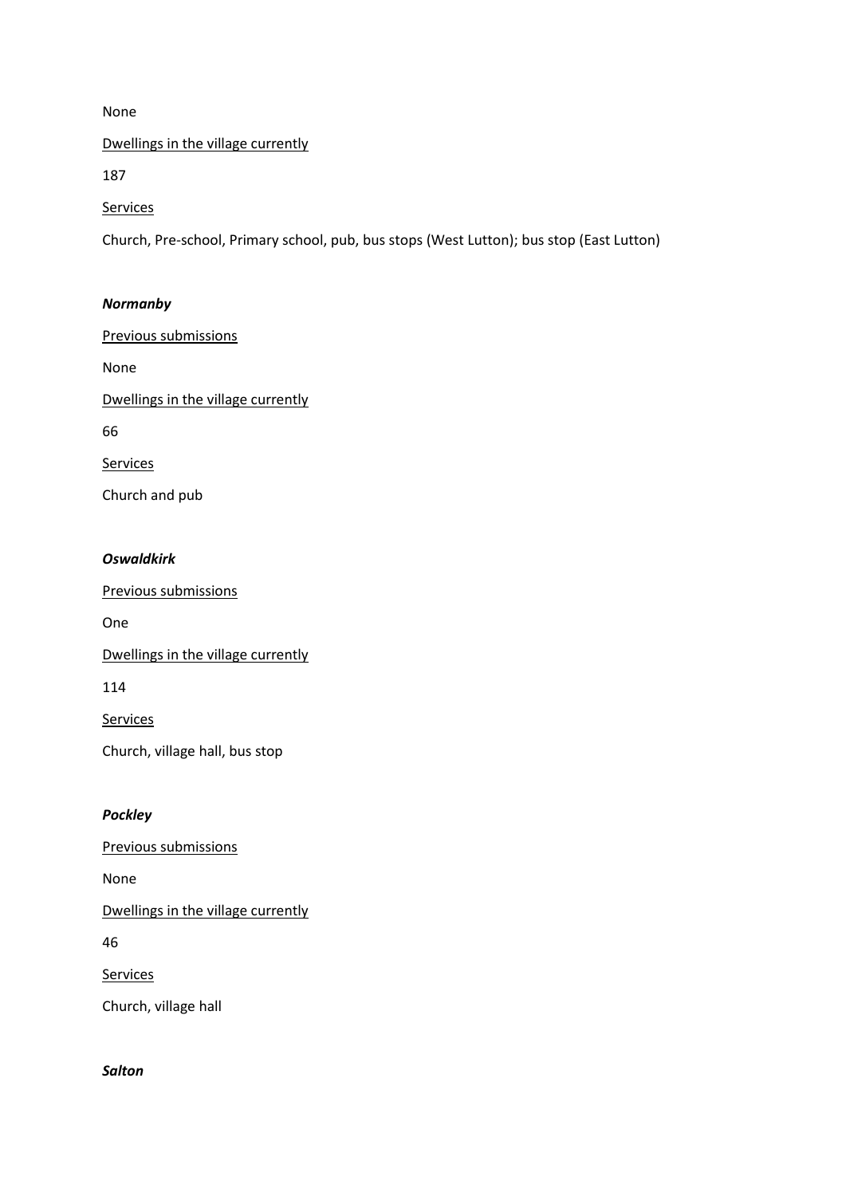None

<u>Dwellings in the village currently</u>

187

<u>Services</u>

Church, Pre-school, Primary school, pub, bus stops (West Lutton); bus stop (East Lutton)

***Normanby***

<u>Previous submissions</u>

None

<u>Dwellings in the village currently</u>

66

<u>Services</u>

Church and pub

***Oswaldkirk***

<u>Previous submissions</u>

One

<u>Dwellings in the village currently</u>

114

<u>Services</u>

Church, village hall, bus stop

***Pockley***

<u>Previous submissions</u>

None

<u>Dwellings in the village currently</u>

46

<u>Services</u>

Church, village hall

***Salton***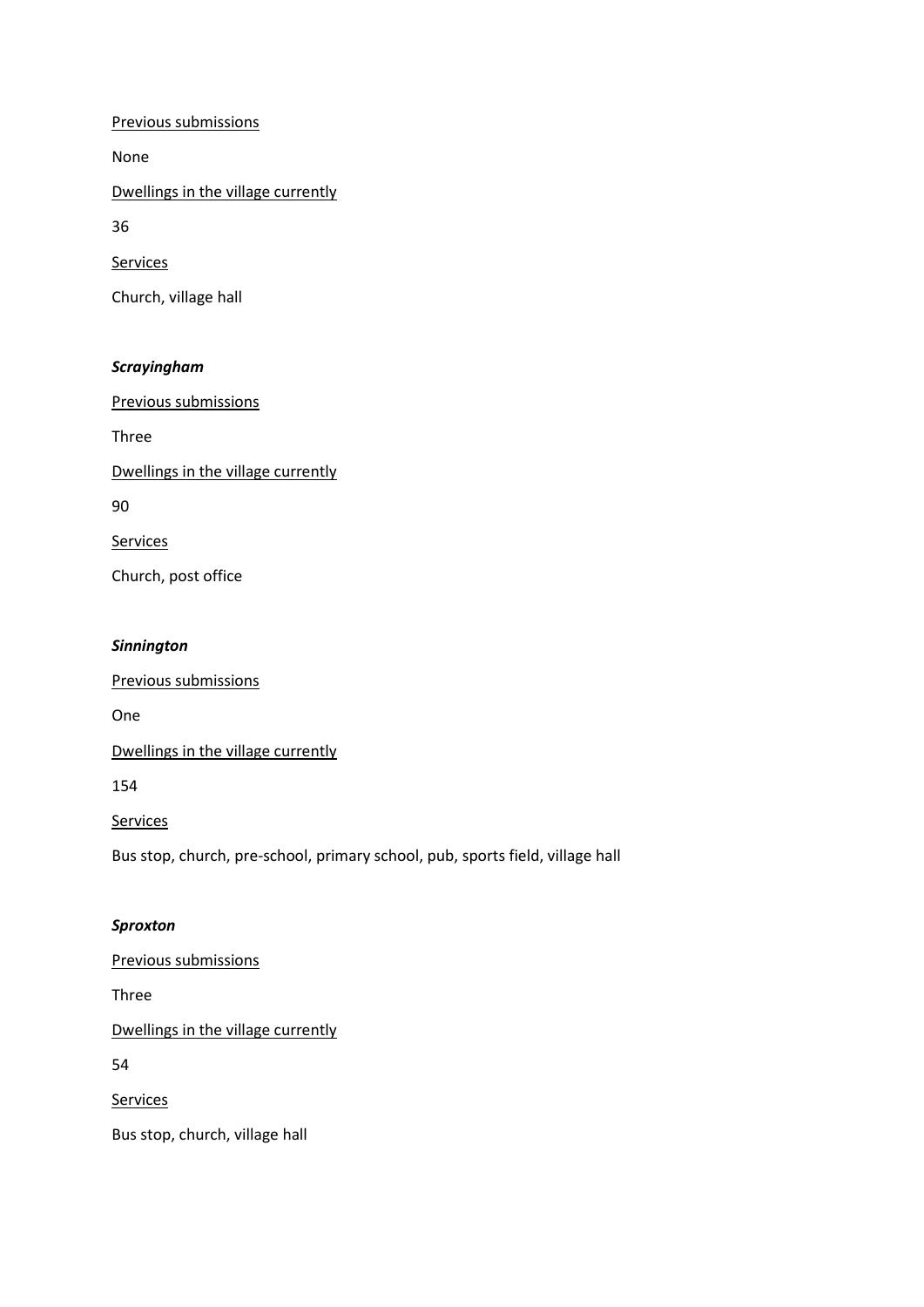<u>Previous submissions</u>

None

<u>Dwellings in the village currently</u>

36

<u>Services</u>

Church, village hall

***Scrayingham***

<u>Previous submissions</u>

Three

<u>Dwellings in the village currently</u>

90

<u>Services</u>

Church, post office

***Sinnington***

<u>Previous submissions</u>

One

<u>Dwellings in the village currently</u>

154

<u>Services</u>

Bus stop, church, pre-school, primary school, pub, sports field, village hall

***Sproxton***

<u>Previous submissions</u>

Three

<u>Dwellings in the village currently</u>

54

<u>Services</u>

Bus stop, church, village hall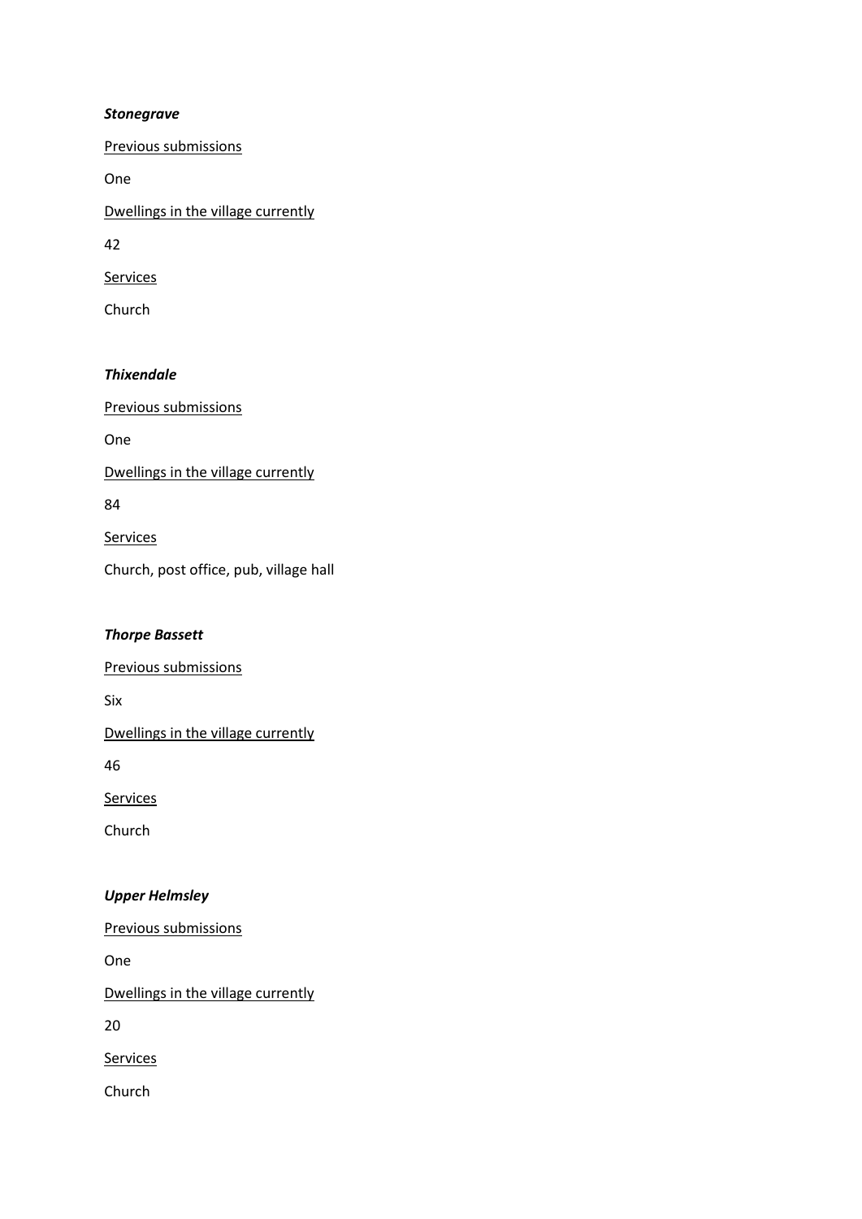***Stonegrave***

<u>Previous submissions</u>

One

<u>Dwellings in the village currently</u>

42

<u>Services</u>

Church

***Thixendale***

<u>Previous submissions</u>

One

<u>Dwellings in the village currently</u>

84

<u>Services</u>

Church, post office, pub, village hall

***Thorpe Bassett***

<u>Previous submissions</u>

Six

<u>Dwellings in the village currently</u>

46

<u>Services</u>

Church

***Upper Helmsley***

<u>Previous submissions</u>

One

<u>Dwellings in the village currently</u>

20

<u>Services</u>

Church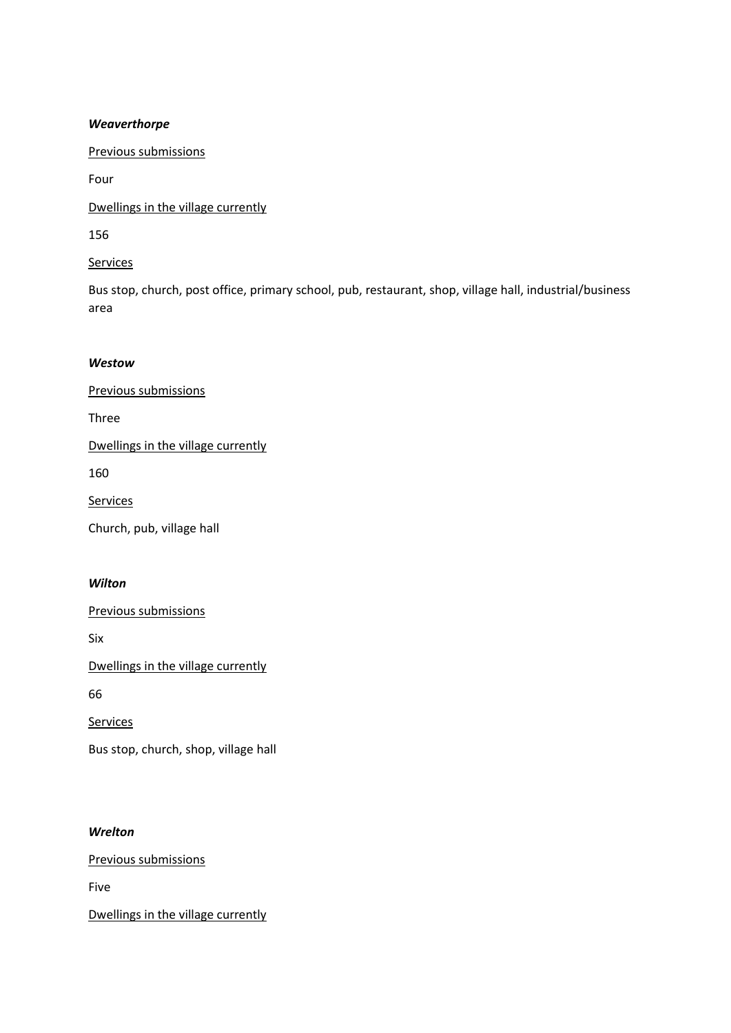***Weaverthorpe***

<u>Previous submissions</u>

Four

<u>Dwellings in the village currently</u>

156

<u>Services</u>

Bus stop, church, post office, primary school, pub, restaurant, shop, village hall, industrial/business area

***Westow***

<u>Previous submissions</u>

Three

<u>Dwellings in the village currently</u>

160

<u>Services</u>

Church, pub, village hall

***Wilton***

<u>Previous submissions</u>

Six

<u>Dwellings in the village currently</u>

66

<u>Services</u>

Bus stop, church, shop, village hall

***Wrelton***

<u>Previous submissions</u>

Five

<u>Dwellings in the village currently</u>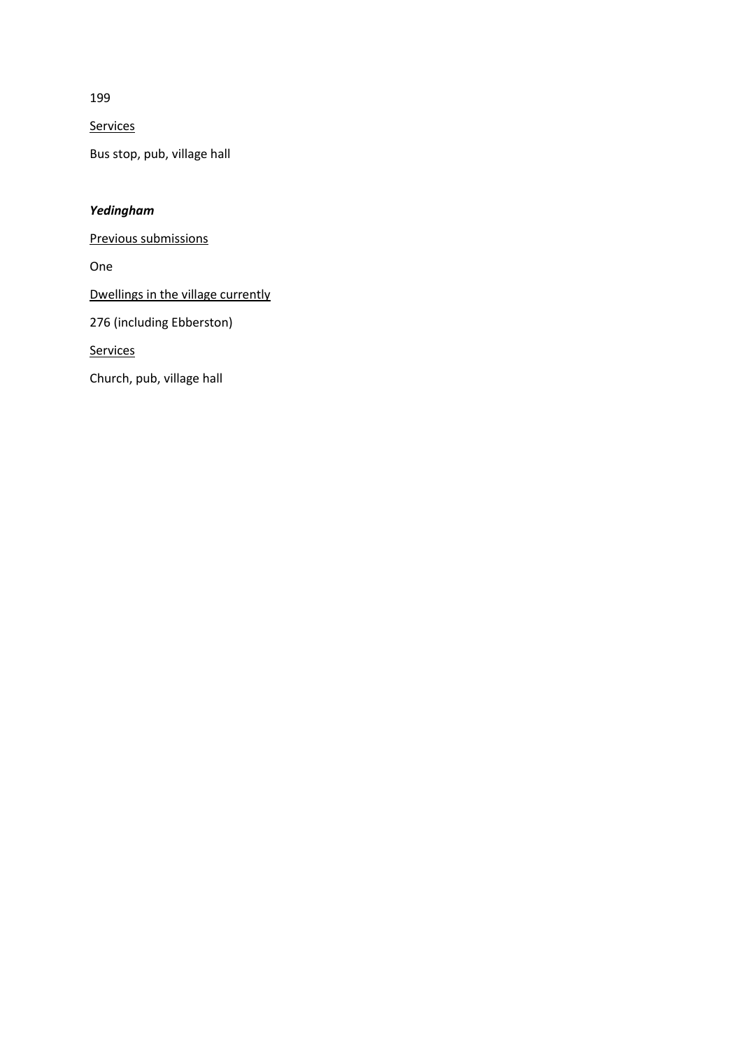199

Services

Bus stop, pub, village hall

***Yedingham***

Previous submissions

One

Dwellings in the village currently

276 (including Ebberston)

Services

Church, pub, village hall